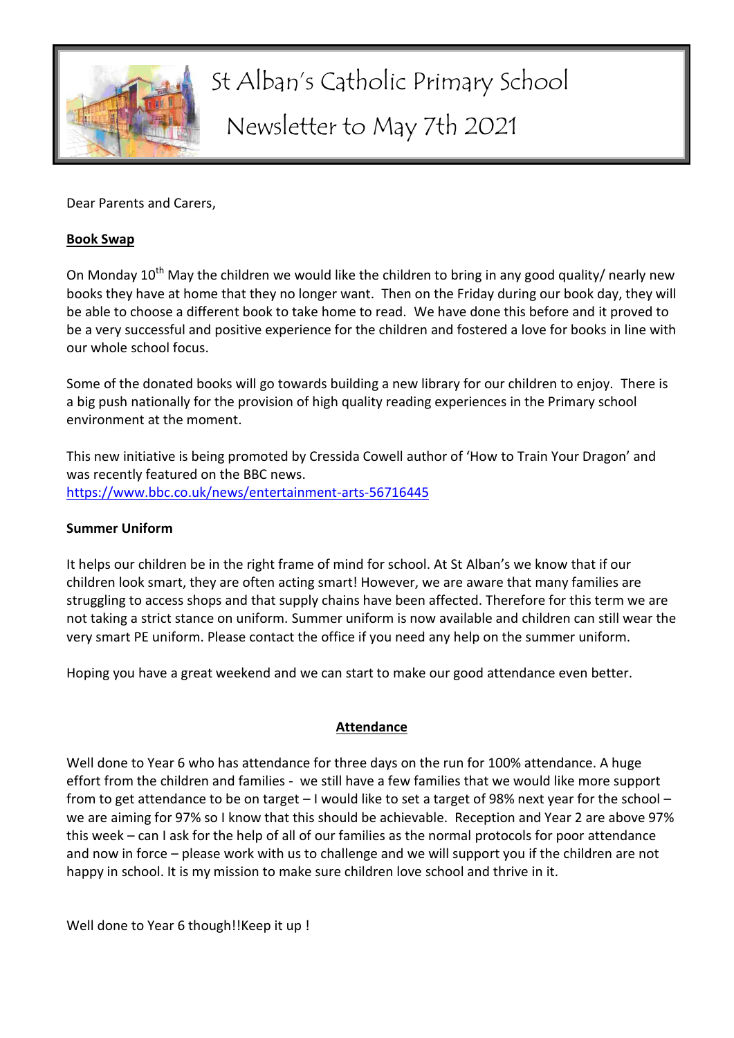# St Alban's Catholic Primary School

## Newsletter to May 7th 2021

Dear Parents and Carers,

**Book Swap**

On Monday 10th May the children we would like the children to bring in any good quality/ nearly new books they have at home that they no longer want. Then on the Friday during our book day, they will be able to choose a different book to take home to read. We have done this before and it proved to be a very successful and positive experience for the children and fostered a love for books in line with our whole school focus.

Some of the donated books will go towards building a new library for our children to enjoy. There is a big push nationally for the provision of high quality reading experiences in the Primary school environment at the moment.

This new initiative is being promoted by Cressida Cowell author of 'How to Train Your Dragon' and was recently featured on the BBC news.
https://www.bbc.co.uk/news/entertainment-arts-56716445

**Summer Uniform**

It helps our children be in the right frame of mind for school. At St Alban's we know that if our children look smart, they are often acting smart! However, we are aware that many families are struggling to access shops and that supply chains have been affected. Therefore for this term we are not taking a strict stance on uniform. Summer uniform is now available and children can still wear the very smart PE uniform. Please contact the office if you need any help on the summer uniform.

Hoping you have a great weekend and we can start to make our good attendance even better.

**Attendance**

Well done to Year 6 who has attendance for three days on the run for 100% attendance. A huge effort from the children and families - we still have a few families that we would like more support from to get attendance to be on target – I would like to set a target of 98% next year for the school – we are aiming for 97% so I know that this should be achievable. Reception and Year 2 are above 97% this week – can I ask for the help of all of our families as the normal protocols for poor attendance and now in force – please work with us to challenge and we will support you if the children are not happy in school. It is my mission to make sure children love school and thrive in it.

Well done to Year 6 though!!Keep it up !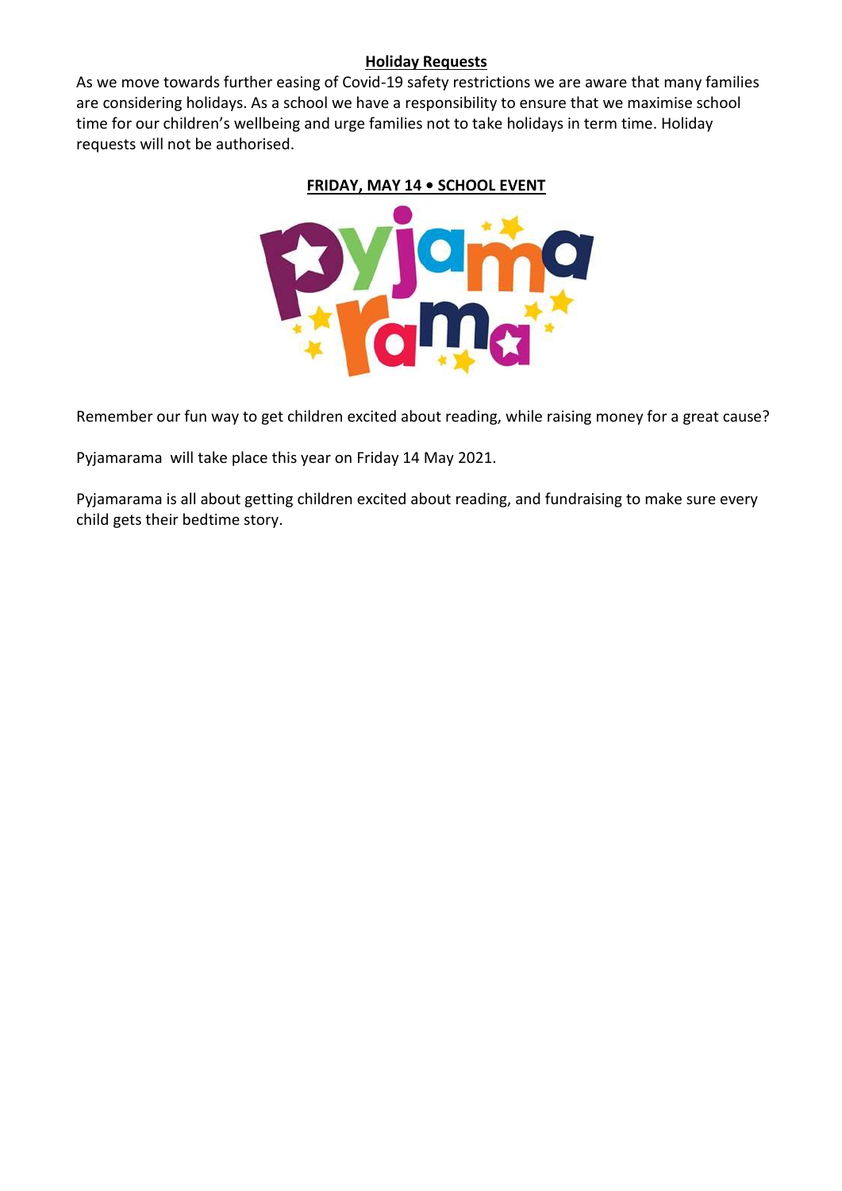**Holiday Requests**

As we move towards further easing of Covid-19 safety restrictions we are aware that many families are considering holidays. As a school we have a responsibility to ensure that we maximise school time for our children's wellbeing and urge families not to take holidays in term time. Holiday requests will not be authorised.

**FRIDAY, MAY 14 • SCHOOL EVENT**

Remember our fun way to get children excited about reading, while raising money for a great cause?

Pyjamarama will take place this year on Friday 14 May 2021.

Pyjamarama is all about getting children excited about reading, and fundraising to make sure every child gets their bedtime story.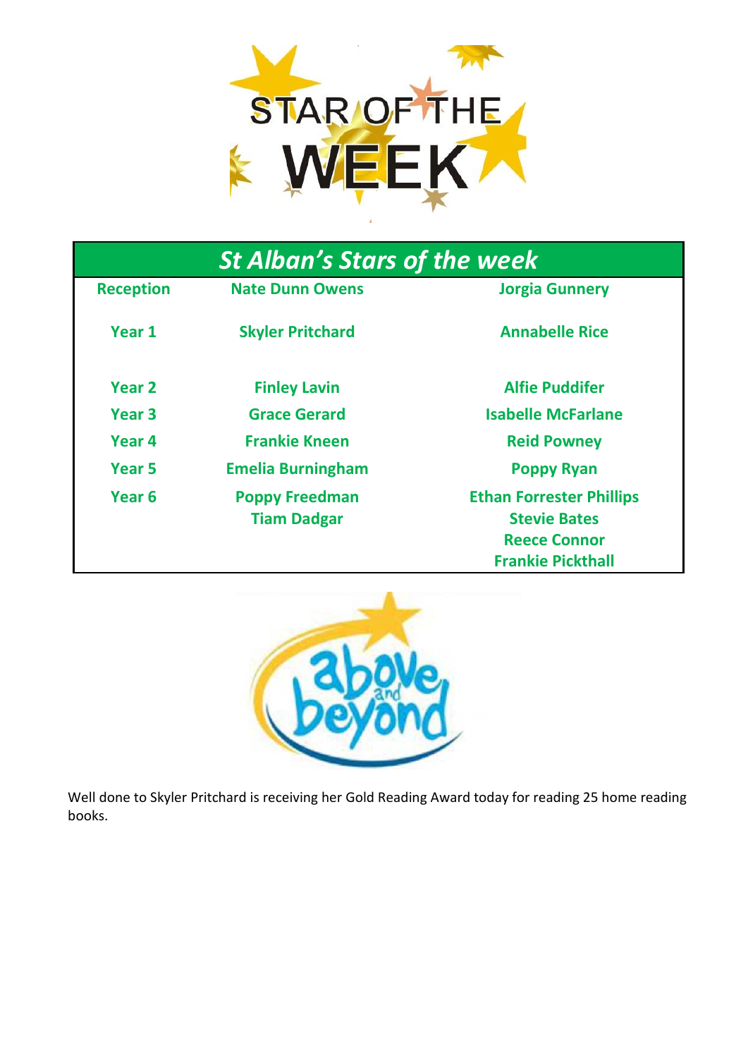# STAR OF THE WEEK

| St Alban's Stars of the week | | |
|---|---|---|
| Reception | Nate Dunn Owens | Jorgia Gunnery |
| Year 1 | Skyler Pritchard | Annabelle Rice |
| Year 2 | Finley Lavin | Alfie Puddifer |
| Year 3 | Grace Gerard | Isabelle McFarlane |
| Year 4 | Frankie Kneen | Reid Powney |
| Year 5 | Emelia Burningham | Poppy Ryan |
| Year 6 | Poppy Freedman<br>Tiam Dadgar | Ethan Forrester Phillips<br>Stevie Bates<br>Reece Connor<br>Frankie Pickthall |

above and beyond

Well done to Skyler Pritchard is receiving her Gold Reading Award today for reading 25 home reading books.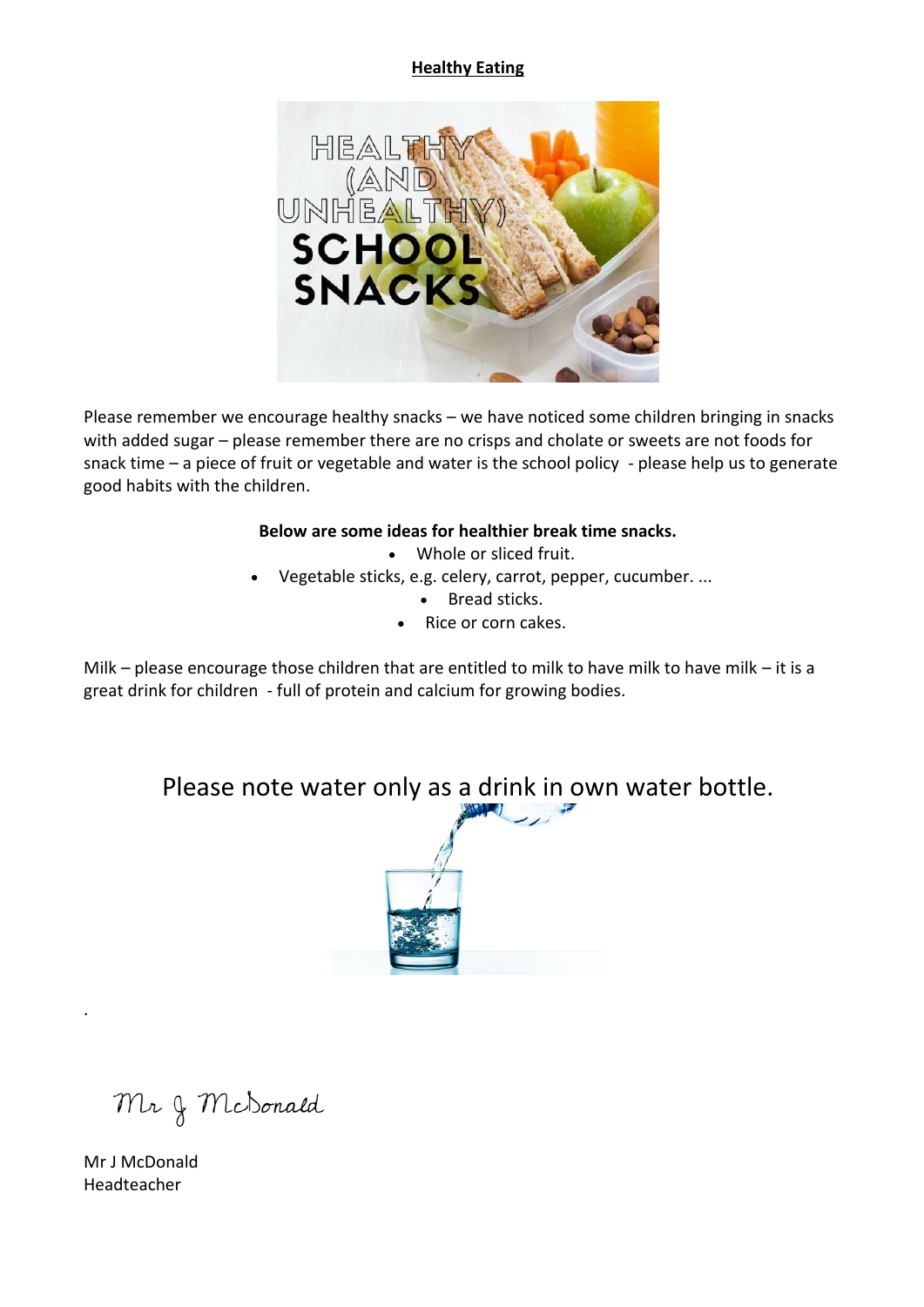**Healthy Eating**

Please remember we encourage healthy snacks – we have noticed some children bringing in snacks with added sugar – please remember there are no crisps and cholate or sweets are not foods for snack time – a piece of fruit or vegetable and water is the school policy - please help us to generate good habits with the children.

**Below are some ideas for healthier break time snacks.**

- Whole or sliced fruit.
- Vegetable sticks, e.g. celery, carrot, pepper, cucumber. ...
- Bread sticks.
- Rice or corn cakes.

Milk – please encourage those children that are entitled to milk to have milk – it is a great drink for children - full of protein and calcium for growing bodies.

Please note water only as a drink in own water bottle.

Mr J McDonald

Mr J McDonald
Headteacher